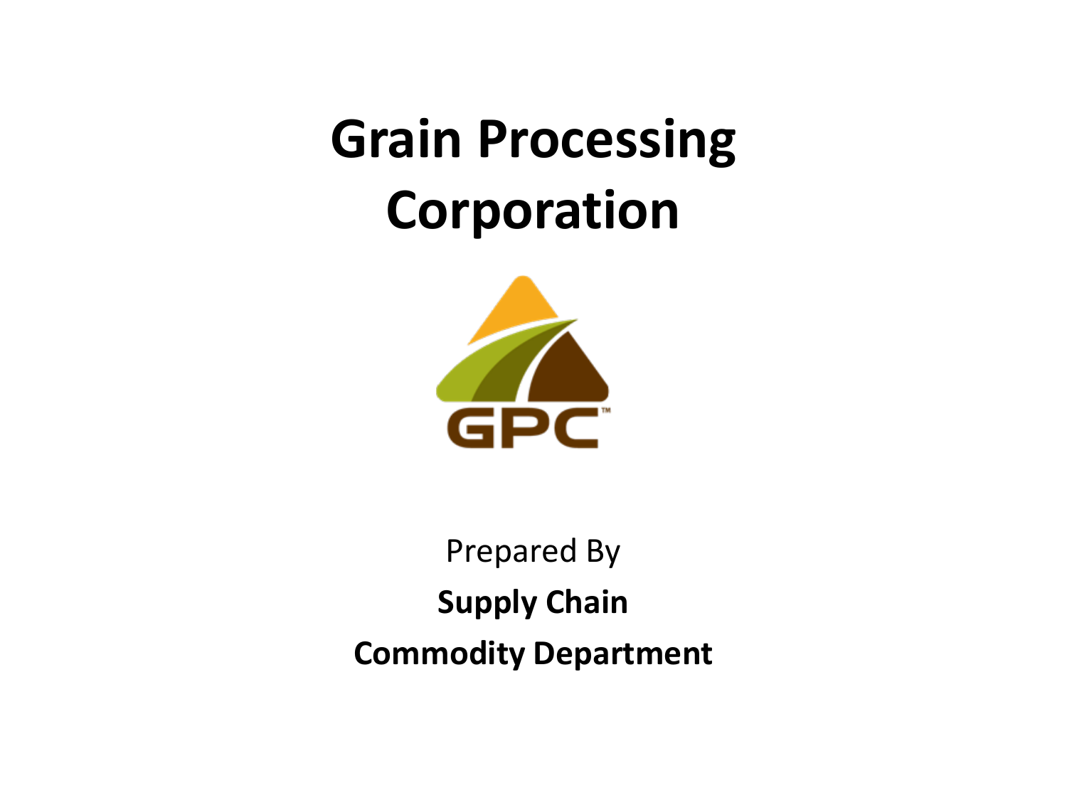# Grain Processing Corporation

Prepared By

**Supply Chain**

**Commodity Department**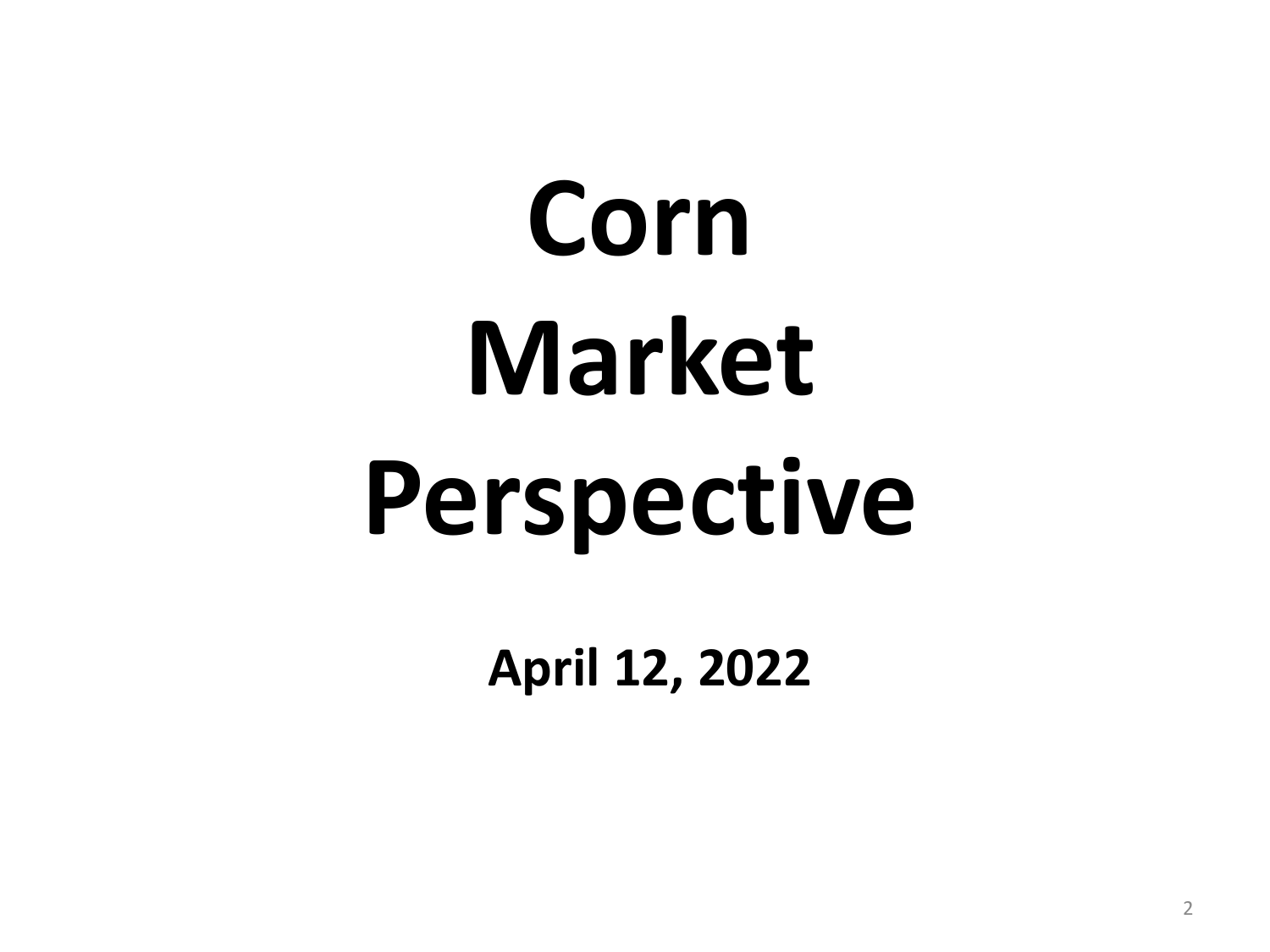# Corn Market Perspective

**April 12, 2022**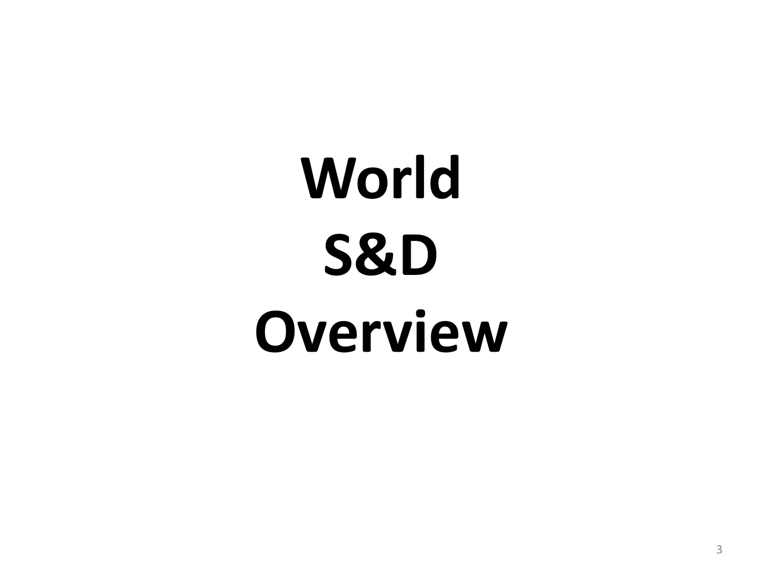# World
# S&D
# Overview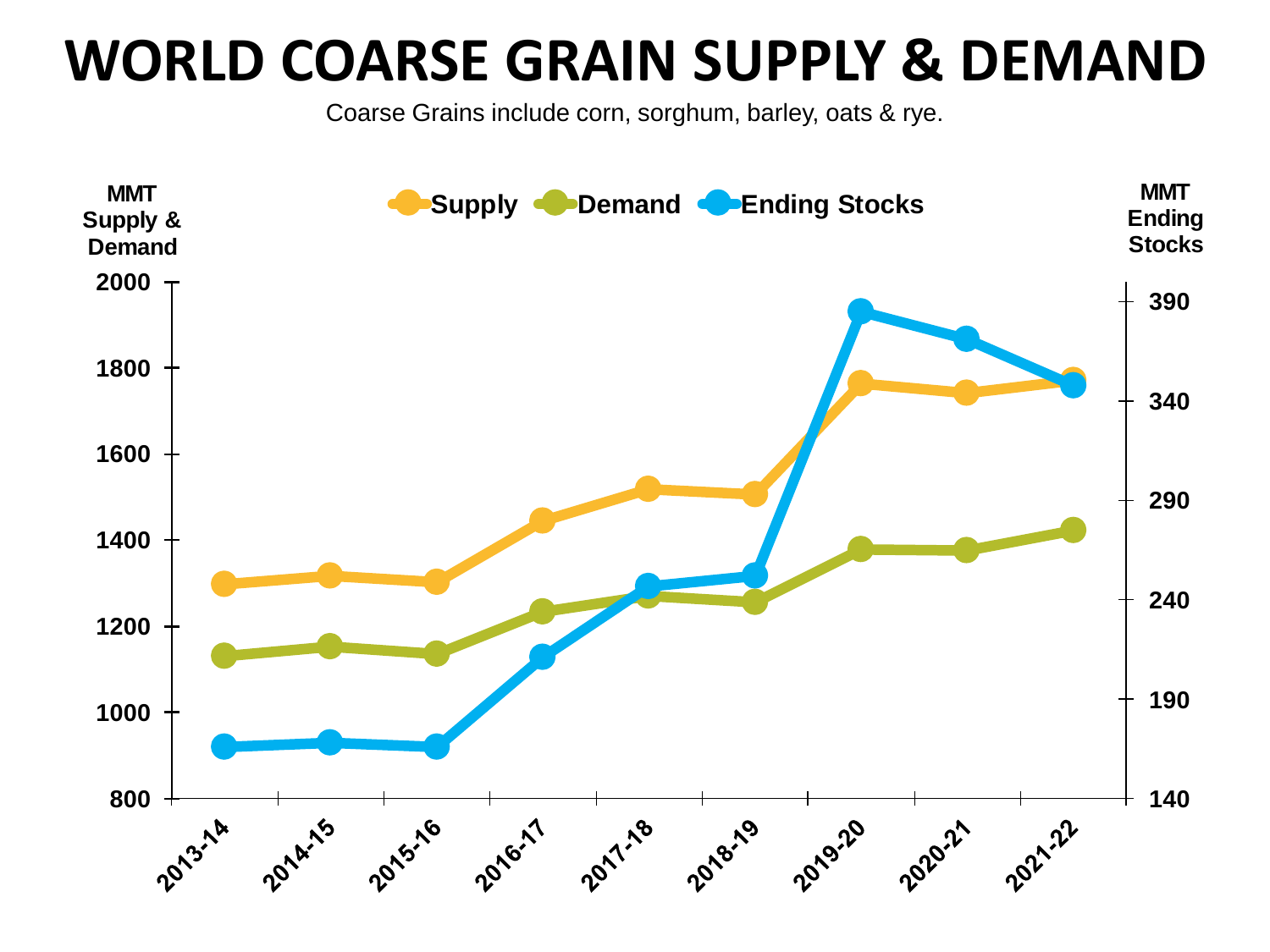# WORLD COARSE GRAIN SUPPLY & DEMAND

Coarse Grains include corn, sorghum, barley, oats & rye.

MMT Supply & Demand

Supply Demand Ending Stocks

MMT Ending Stocks

2000
1800
1600
1400
1200
1000
800

390
340
290
240
190
140

2013-14 2014-15 2015-16 2016-17 2017-18 2018-19 2019-20 2020-21 2021-22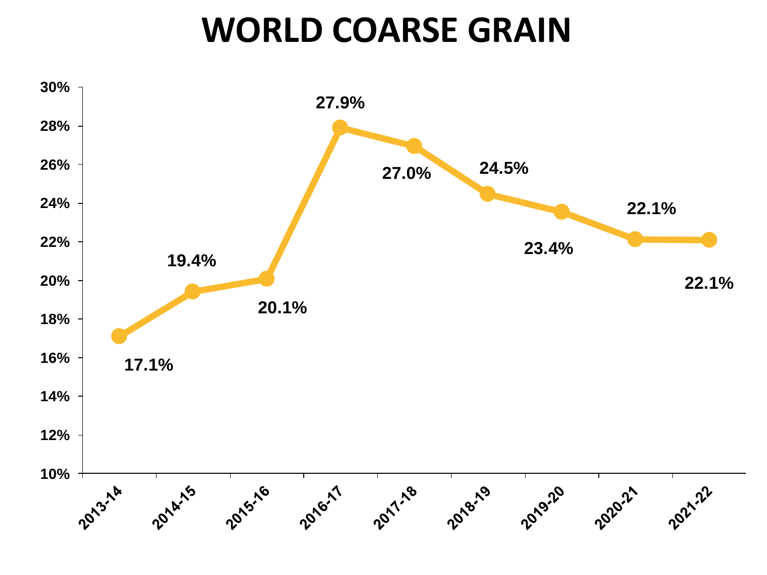# WORLD COARSE GRAIN

| Year | Value |
| --- | --- |
| 2013-14 | 17.1% |
| 2014-15 | 19.4% |
| 2015-16 | 20.1% |
| 2016-17 | 27.9% |
| 2017-18 | 27.0% |
| 2018-19 | 24.5% |
| 2019-20 | 23.4% |
| 2020-21 | 22.1% |
| 2021-22 | 22.1% |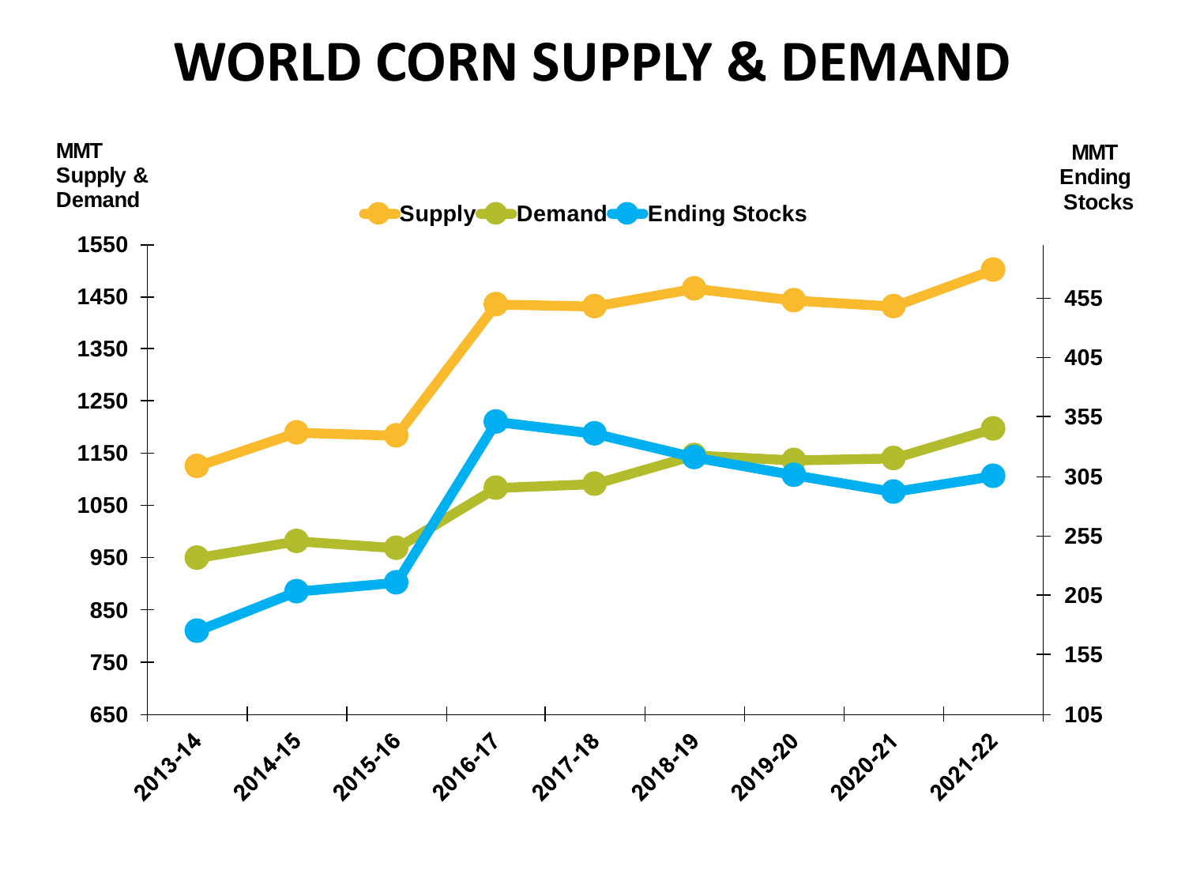# WORLD CORN SUPPLY & DEMAND

MMT Supply & Demand

MMT Ending Stocks

Supply | Demand | Ending Stocks

Left axis: 650, 750, 850, 950, 1050, 1150, 1250, 1350, 1450, 1550

Right axis: 105, 155, 205, 255, 305, 355, 405, 455

2013-14, 2014-15, 2015-16, 2016-17, 2017-18, 2018-19, 2019-20, 2020-21, 2021-22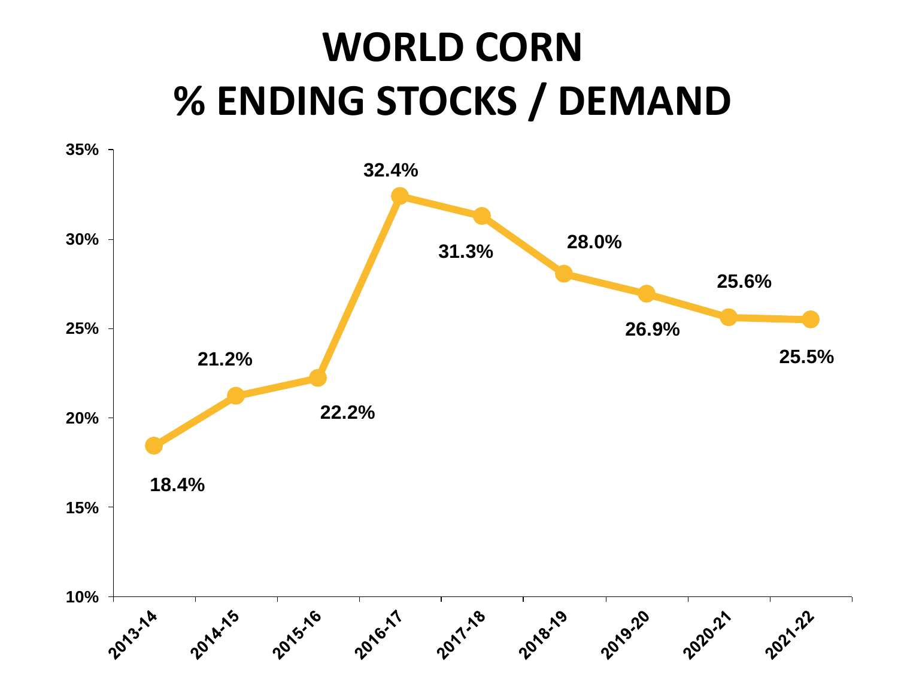# WORLD CORN
# % ENDING STOCKS / DEMAND

| Year | % Ending Stocks / Demand |
| --- | --- |
| 2013-14 | 18.4% |
| 2014-15 | 21.2% |
| 2015-16 | 22.2% |
| 2016-17 | 32.4% |
| 2017-18 | 31.3% |
| 2018-19 | 28.0% |
| 2019-20 | 26.9% |
| 2020-21 | 25.6% |
| 2021-22 | 25.5% |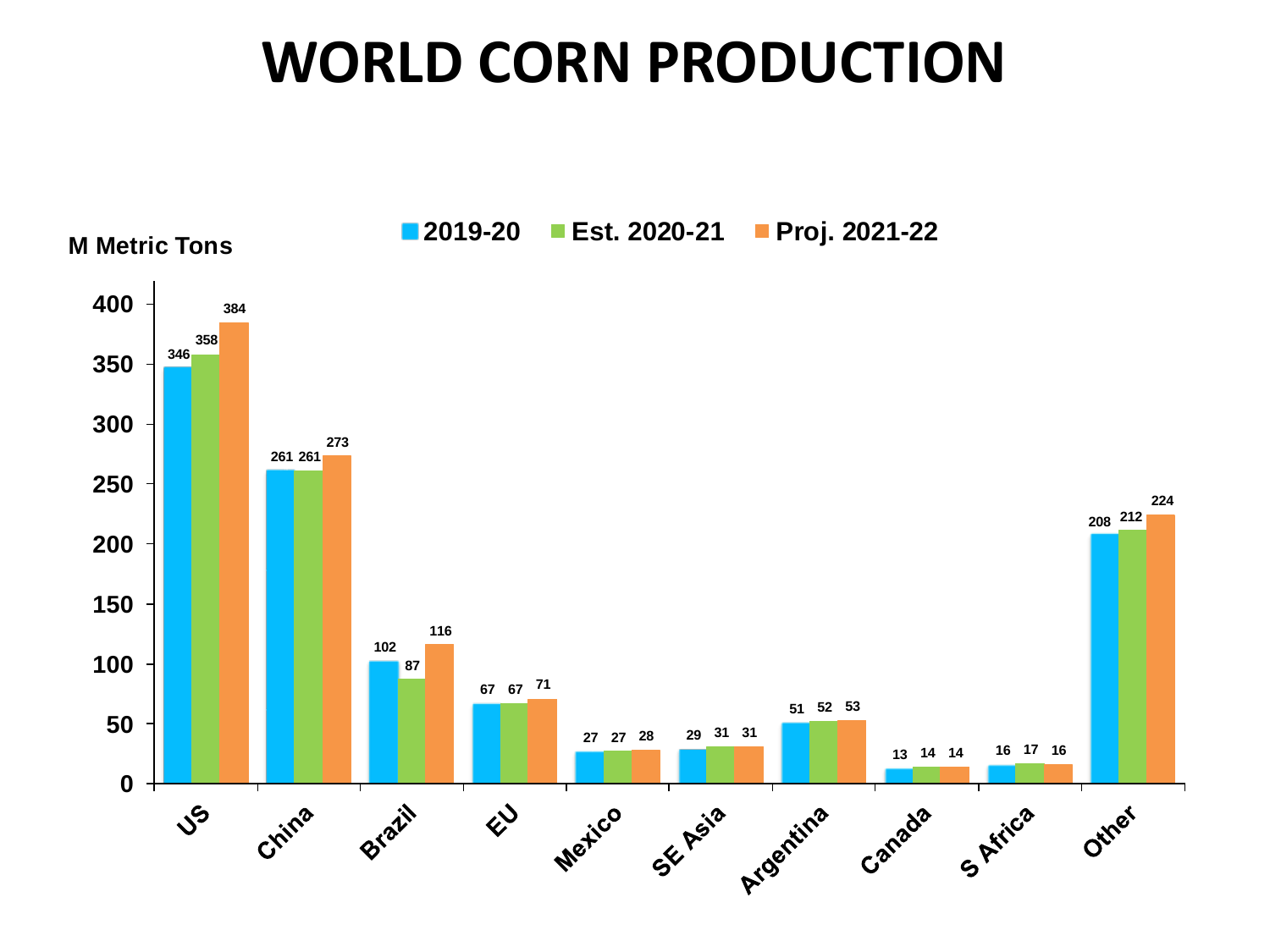# WORLD CORN PRODUCTION

M Metric Tons

| | 2019-20 | Est. 2020-21 | Proj. 2021-22 |
|---|---|---|---|
| US | 346 | 358 | 384 |
| China | 261 | 261 | 273 |
| Brazil | 102 | 87 | 116 |
| EU | 67 | 67 | 71 |
| Mexico | 27 | 27 | 28 |
| SE Asia | 29 | 31 | 31 |
| Argentina | 51 | 52 | 53 |
| Canada | 13 | 14 | 14 |
| S Africa | 16 | 17 | 16 |
| Other | 208 | 212 | 224 |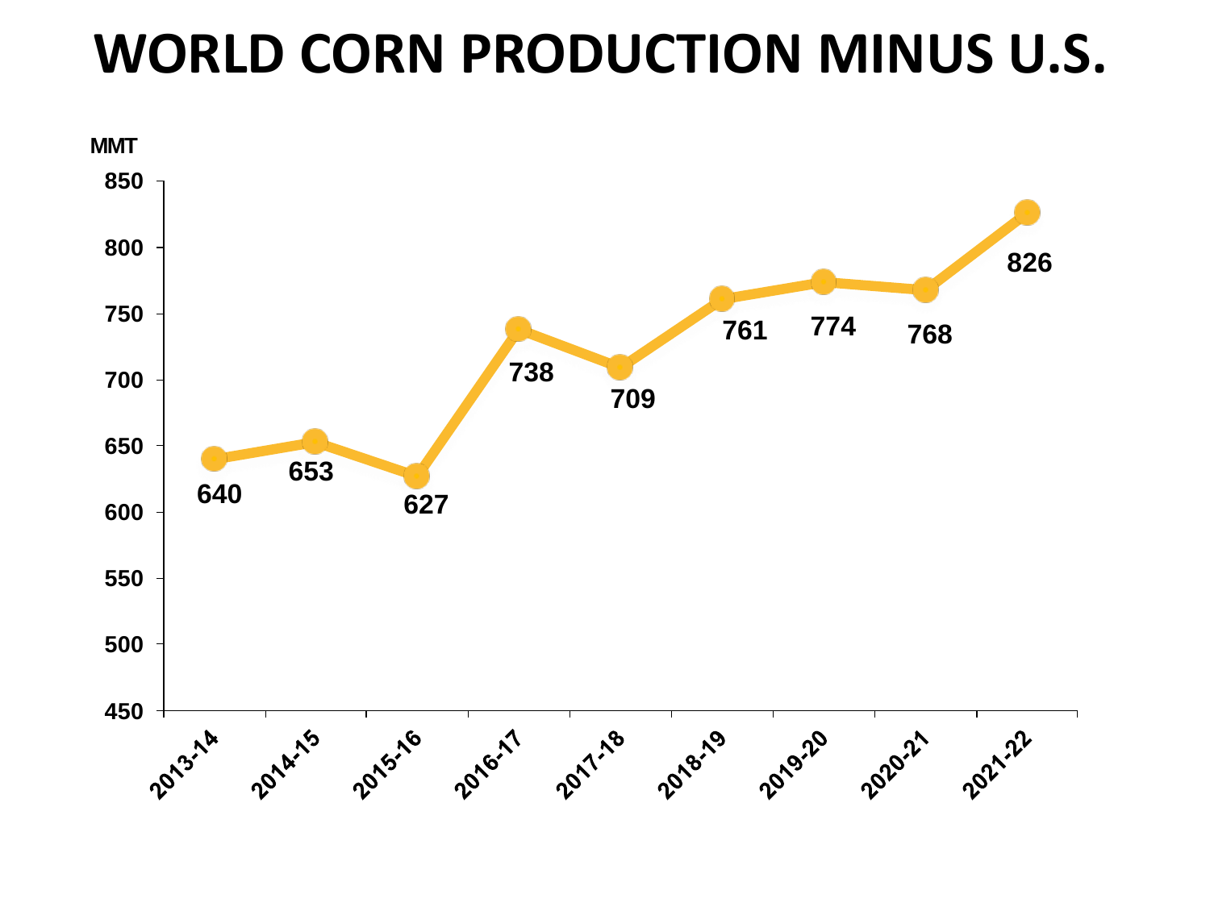# WORLD CORN PRODUCTION MINUS U.S.

MMT

| Marketing Year | MMT |
|---|---|
| 2013-14 | 640 |
| 2014-15 | 653 |
| 2015-16 | 627 |
| 2016-17 | 738 |
| 2017-18 | 709 |
| 2018-19 | 761 |
| 2019-20 | 774 |
| 2020-21 | 768 |
| 2021-22 | 826 |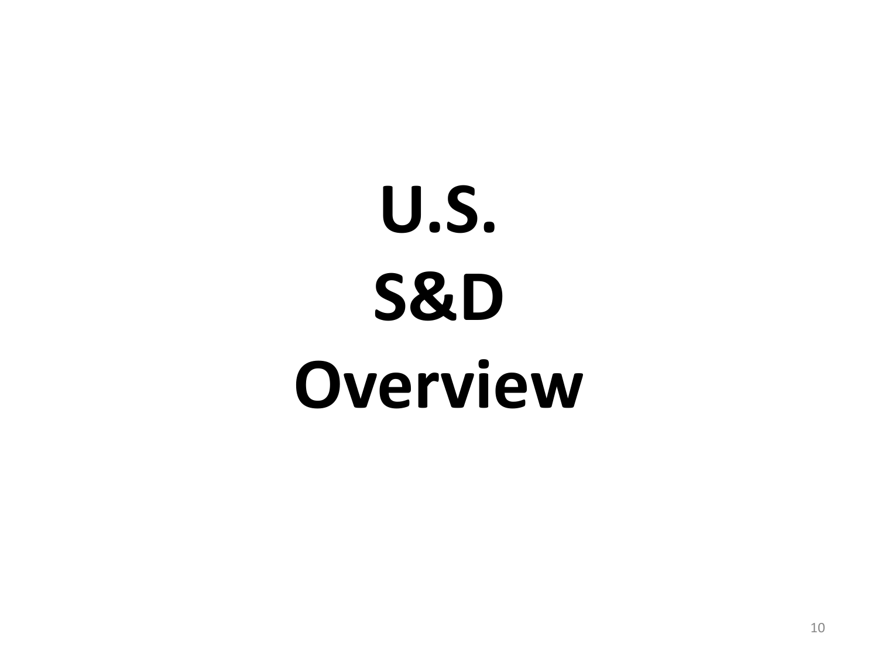# U.S.
# S&D
# Overview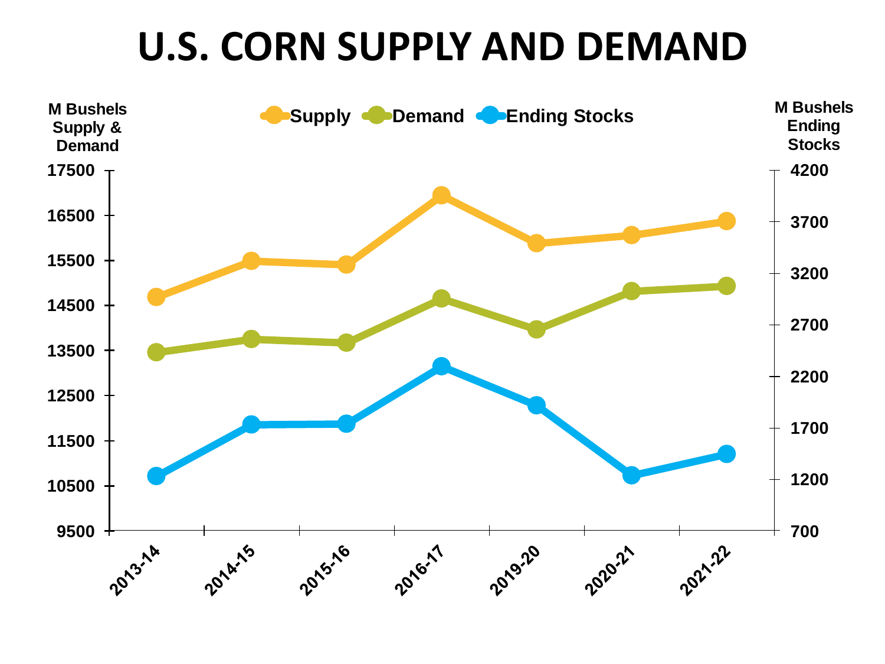# U.S. CORN SUPPLY AND DEMAND

M Bushels Supply & Demand

M Bushels Ending Stocks

Supply | Demand | Ending Stocks

17500
16500
15500
14500
13500
12500
11500
10500
9500

4200
3700
3200
2700
2200
1700
1200
700

2013-14 | 2014-15 | 2015-16 | 2016-17 | 2019-20 | 2020-21 | 2021-22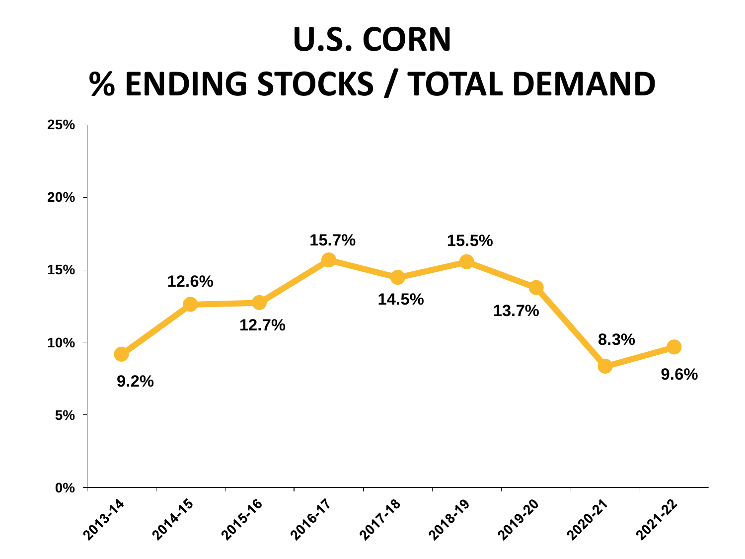# U.S. CORN
# % ENDING STOCKS / TOTAL DEMAND

| Marketing Year | % Ending Stocks / Total Demand |
| --- | --- |
| 2013-14 | 9.2% |
| 2014-15 | 12.6% |
| 2015-16 | 12.7% |
| 2016-17 | 15.7% |
| 2017-18 | 14.5% |
| 2018-19 | 15.5% |
| 2019-20 | 13.7% |
| 2020-21 | 8.3% |
| 2021-22 | 9.6% |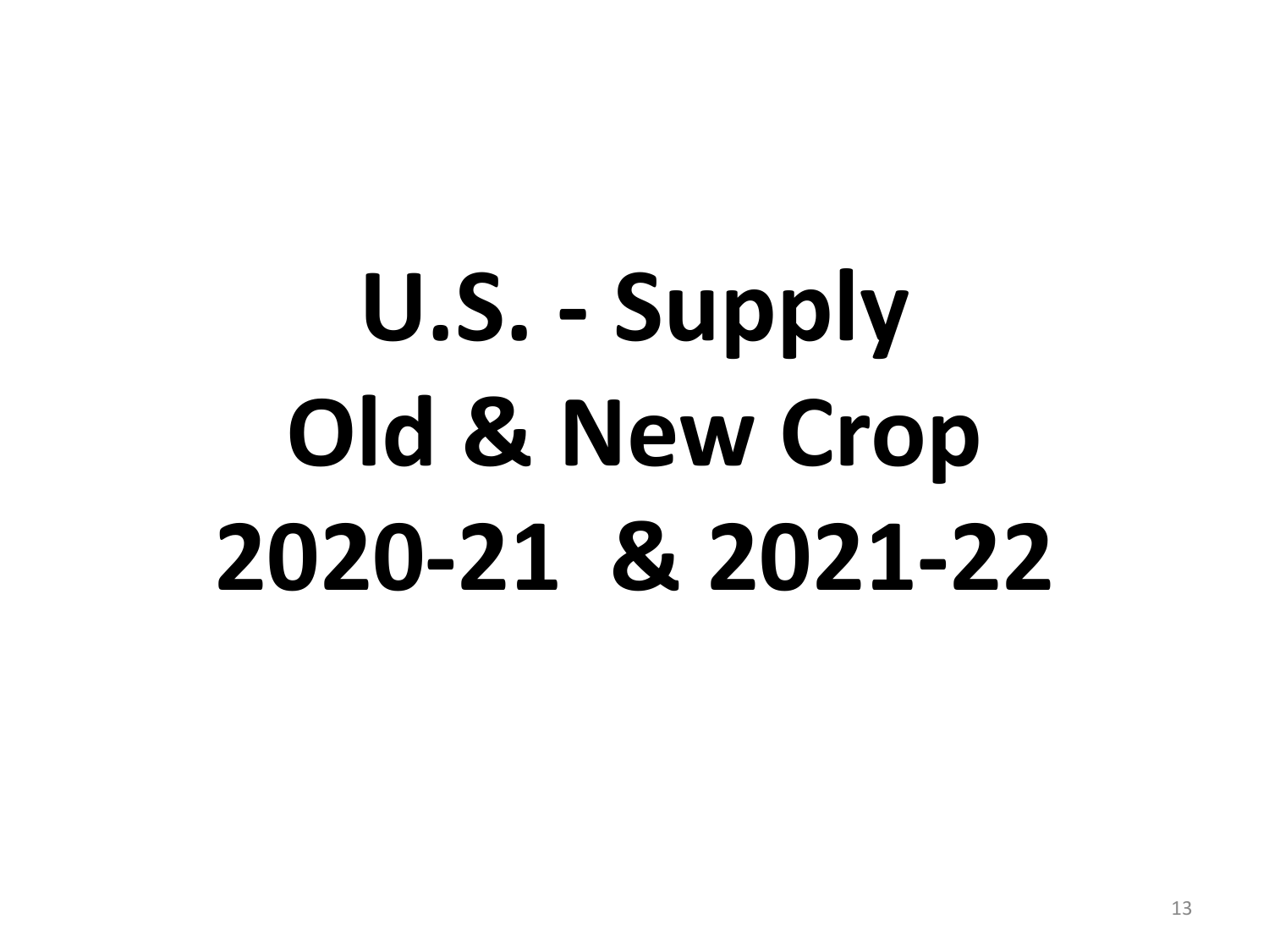# U.S. - Supply
# Old & New Crop
# 2020-21 & 2021-22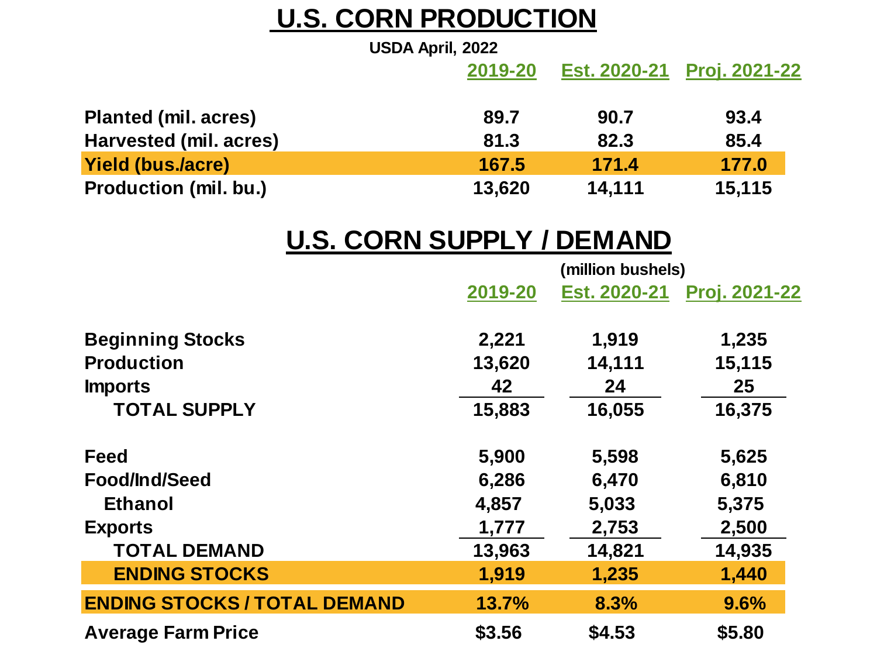# U.S. CORN PRODUCTION

USDA April, 2022

| | 2019-20 | Est. 2020-21 | Proj. 2021-22 |
|---|---|---|---|
| Planted (mil. acres) | 89.7 | 90.7 | 93.4 |
| Harvested (mil. acres) | 81.3 | 82.3 | 85.4 |
| **Yield (bus./acre)** | **167.5** | **171.4** | **177.0** |
| Production (mil. bu.) | 13,620 | 14,111 | 15,115 |

# U.S. CORN SUPPLY / DEMAND

(million bushels)

| | 2019-20 | Est. 2020-21 | Proj. 2021-22 |
|---|---|---|---|
| Beginning Stocks | 2,221 | 1,919 | 1,235 |
| Production | 13,620 | 14,111 | 15,115 |
| Imports | 42 | 24 | 25 |
| TOTAL SUPPLY | 15,883 | 16,055 | 16,375 |
| Feed | 5,900 | 5,598 | 5,625 |
| Food/Ind/Seed | 6,286 | 6,470 | 6,810 |
| Ethanol | 4,857 | 5,033 | 5,375 |
| Exports | 1,777 | 2,753 | 2,500 |
| TOTAL DEMAND | 13,963 | 14,821 | 14,935 |
| **ENDING STOCKS** | **1,919** | **1,235** | **1,440** |
| **ENDING STOCKS / TOTAL DEMAND** | **13.7%** | **8.3%** | **9.6%** |
| Average Farm Price | $3.56 | $4.53 | $5.80 |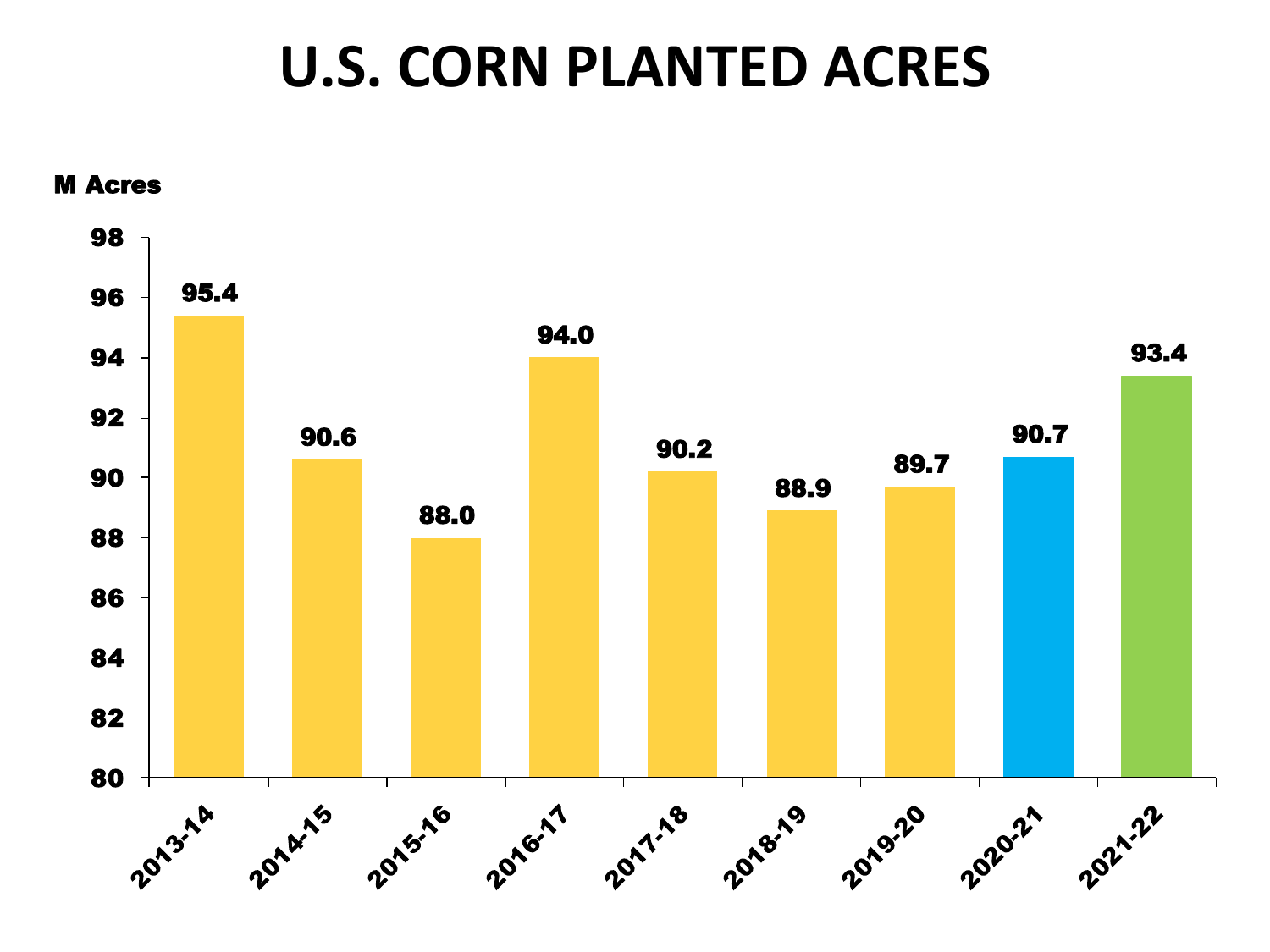# U.S. CORN PLANTED ACRES

M Acres

| Year | M Acres |
| --- | --- |
| 2013-14 | 95.4 |
| 2014-15 | 90.6 |
| 2015-16 | 88.0 |
| 2016-17 | 94.0 |
| 2017-18 | 90.2 |
| 2018-19 | 88.9 |
| 2019-20 | 89.7 |
| 2020-21 | 90.7 |
| 2021-22 | 93.4 |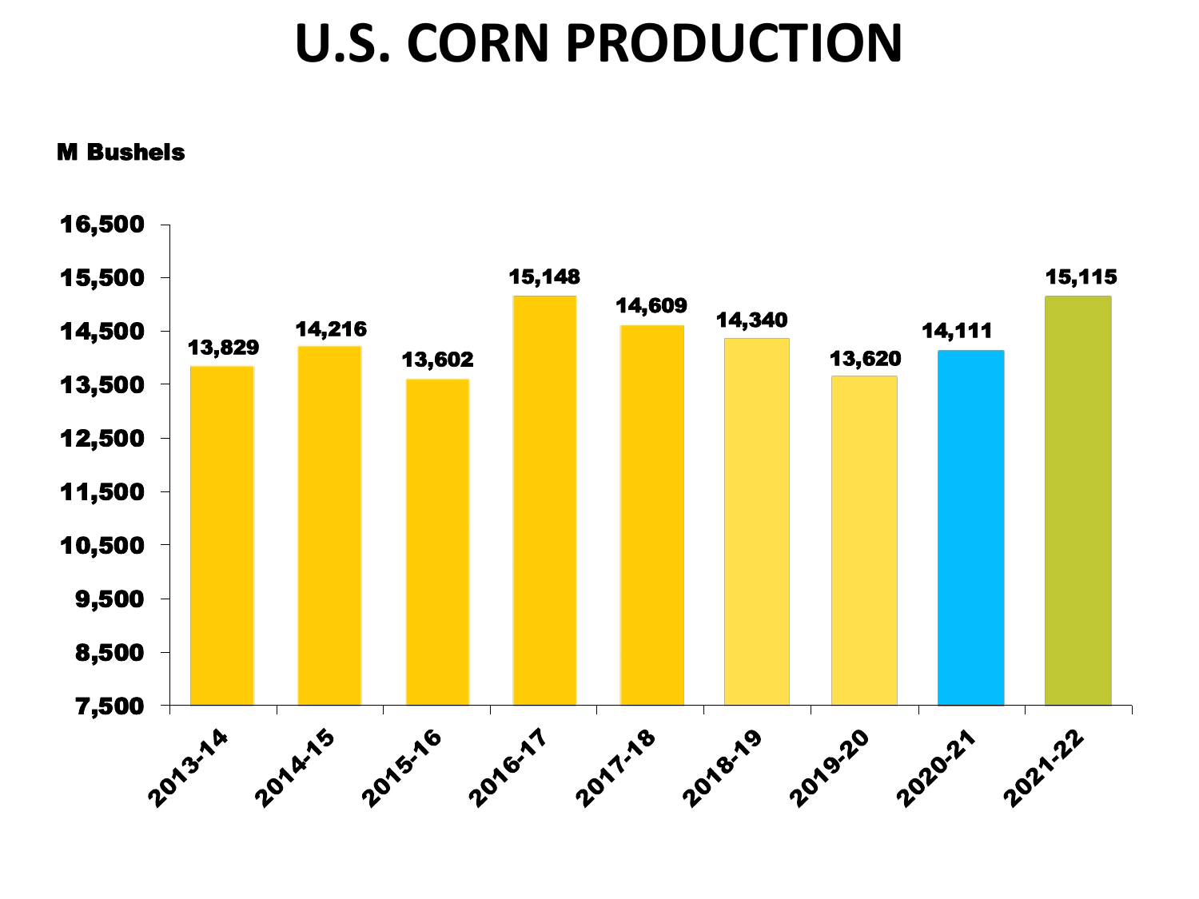# U.S. CORN PRODUCTION

M Bushels

| Year | Production (M Bushels) |
|---|---|
| 2013-14 | 13,829 |
| 2014-15 | 14,216 |
| 2015-16 | 13,602 |
| 2016-17 | 15,148 |
| 2017-18 | 14,609 |
| 2018-19 | 14,340 |
| 2019-20 | 13,620 |
| 2020-21 | 14,111 |
| 2021-22 | 15,115 |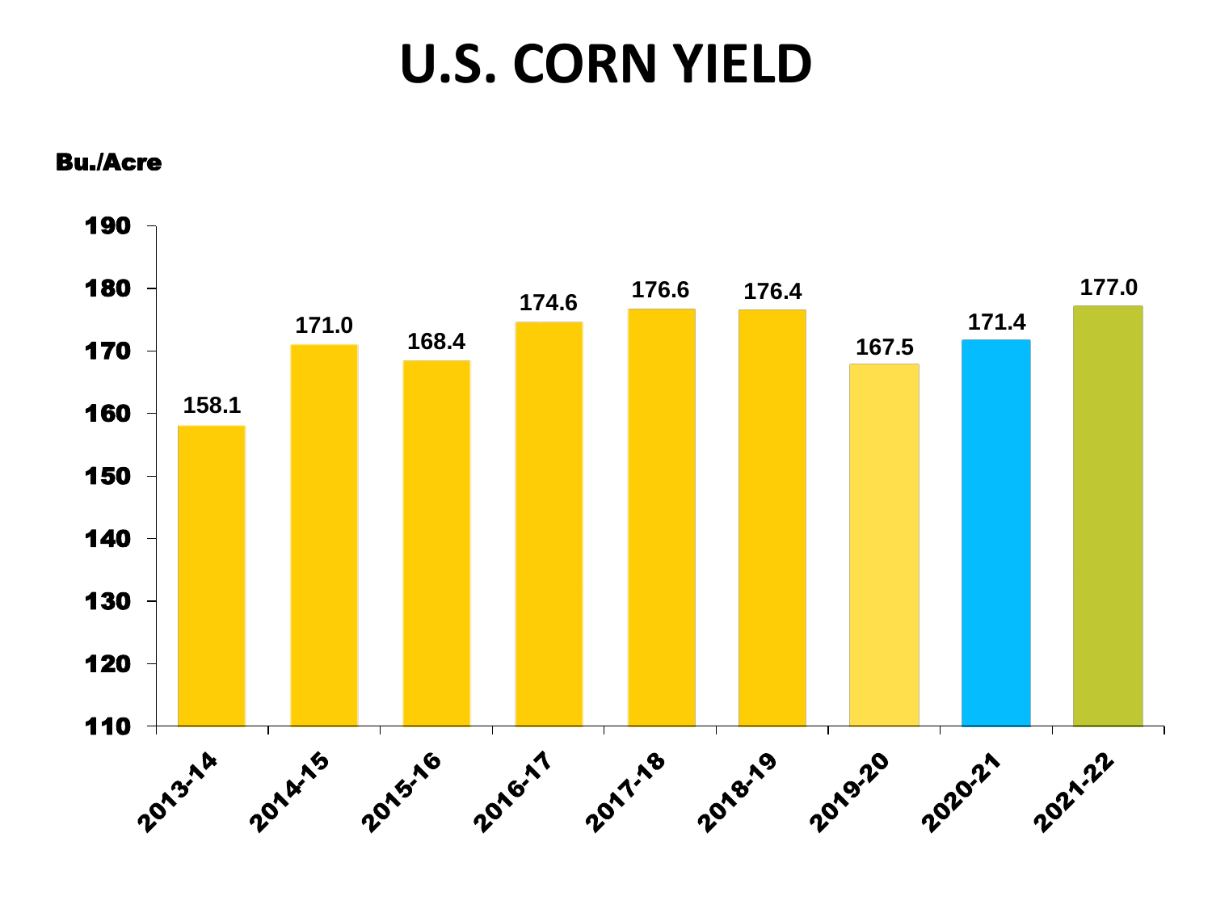# U.S. CORN YIELD

Bu./Acre

| Year | Yield (Bu./Acre) |
|---|---|
| 2013-14 | 158.1 |
| 2014-15 | 171.0 |
| 2015-16 | 168.4 |
| 2016-17 | 174.6 |
| 2017-18 | 176.6 |
| 2018-19 | 176.4 |
| 2019-20 | 167.5 |
| 2020-21 | 171.4 |
| 2021-22 | 177.0 |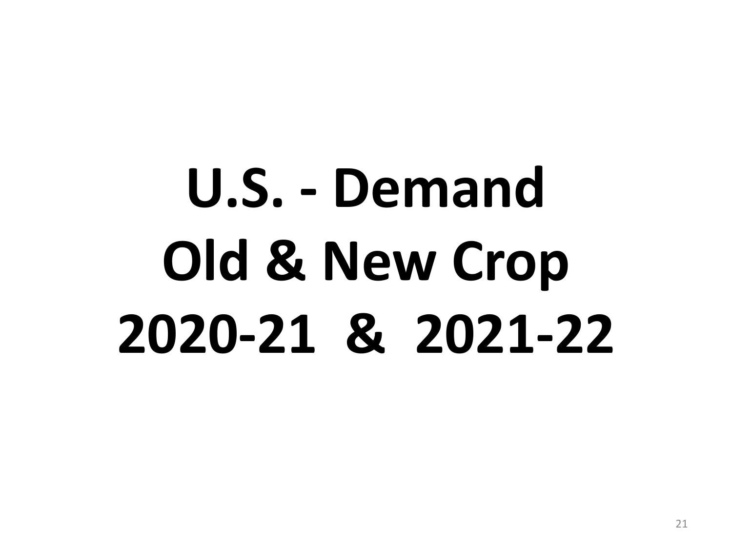# U.S. - Demand
# Old & New Crop
# 2020-21 & 2021-22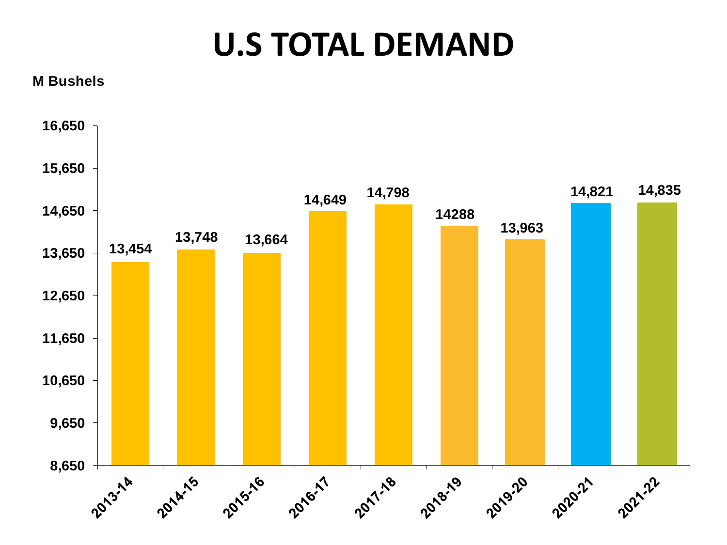# U.S TOTAL DEMAND

M Bushels

| Year | Total Demand (M Bushels) |
|---|---|
| 2013-14 | 13,454 |
| 2014-15 | 13,748 |
| 2015-16 | 13,664 |
| 2016-17 | 14,649 |
| 2017-18 | 14,798 |
| 2018-19 | 14288 |
| 2019-20 | 13,963 |
| 2020-21 | 14,821 |
| 2021-22 | 14,835 |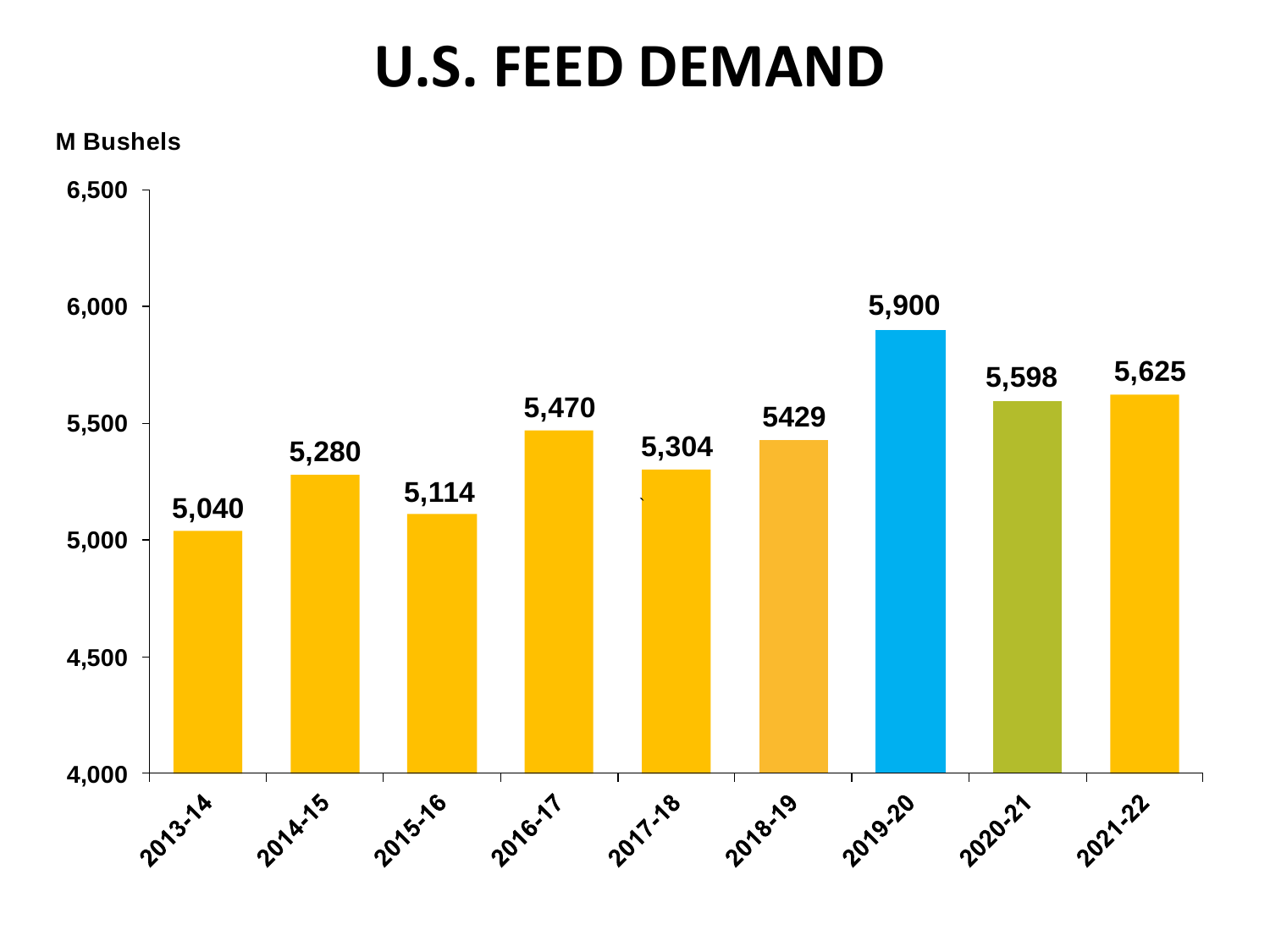# U.S. FEED DEMAND

M Bushels

| Year | M Bushels |
|---|---|
| 2013-14 | 5,040 |
| 2014-15 | 5,280 |
| 2015-16 | 5,114 |
| 2016-17 | 5,470 |
| 2017-18 | 5,304 |
| 2018-19 | 5429 |
| 2019-20 | 5,900 |
| 2020-21 | 5,598 |
| 2021-22 | 5,625 |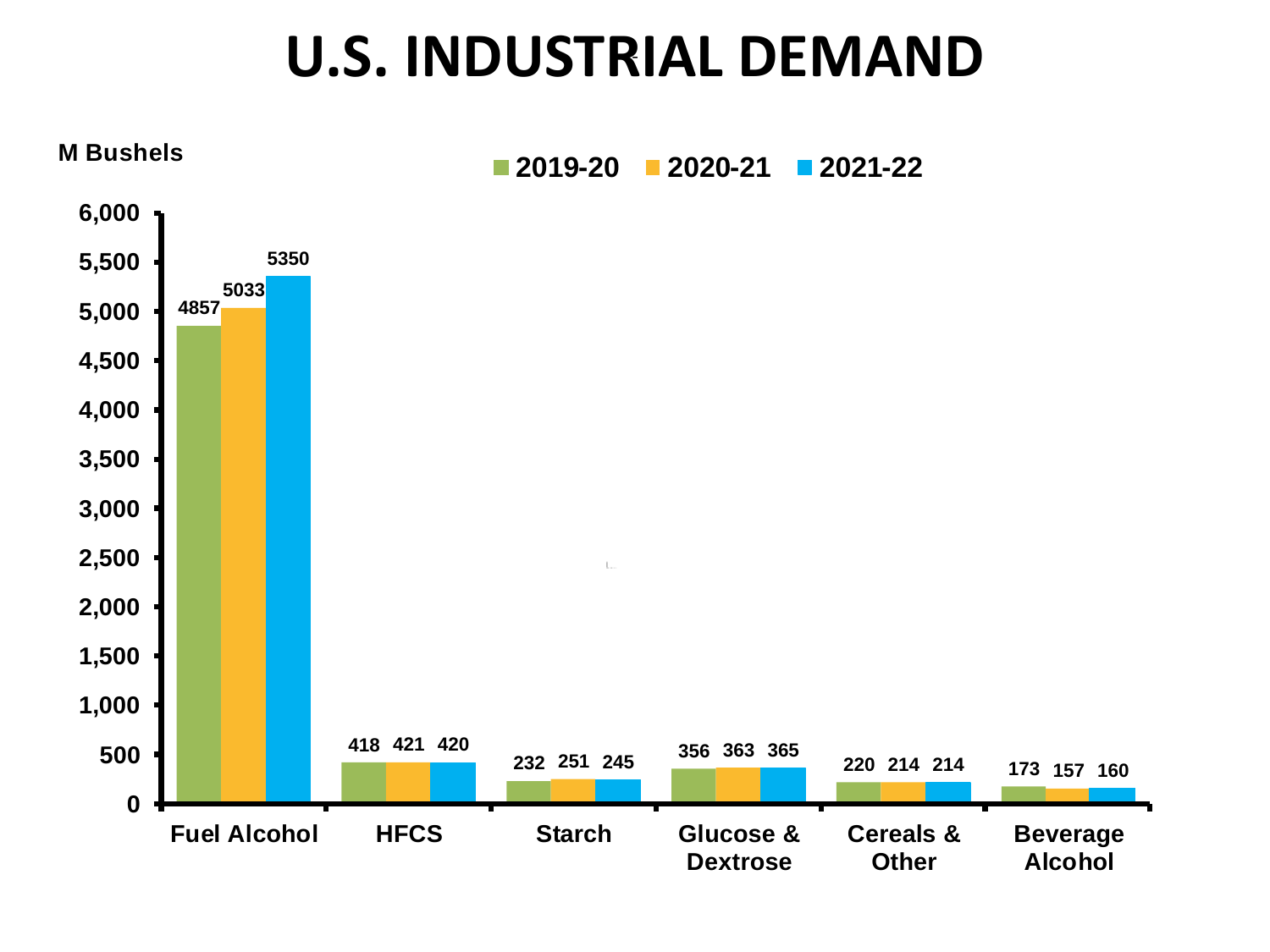# U.S. INDUSTRIAL DEMAND

M Bushels

| | 2019-20 | 2020-21 | 2021-22 |
|---|---|---|---|
| Fuel Alcohol | 4857 | 5033 | 5350 |
| HFCS | 418 | 421 | 420 |
| Starch | 232 | 251 | 245 |
| Glucose & Dextrose | 356 | 363 | 365 |
| Cereals & Other | 220 | 214 | 214 |
| Beverage Alcohol | 173 | 157 | 160 |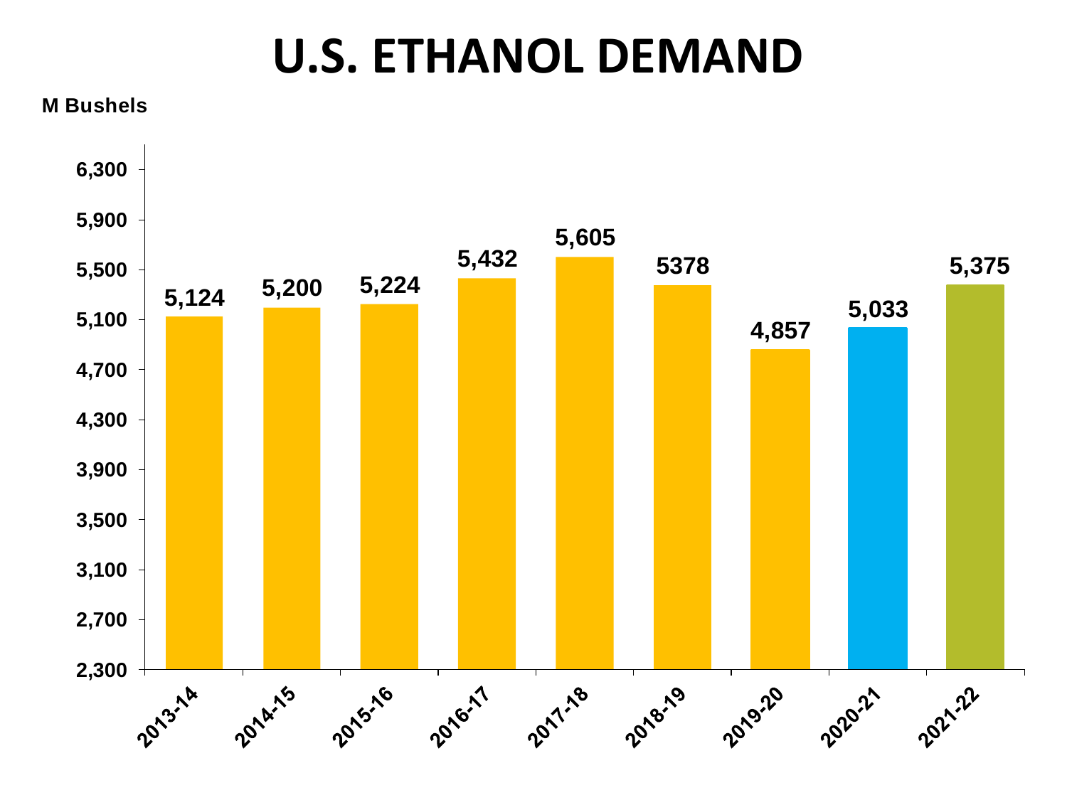# U.S. ETHANOL DEMAND

M Bushels

| Year | M Bushels |
| --- | --- |
| 2013-14 | 5,124 |
| 2014-15 | 5,200 |
| 2015-16 | 5,224 |
| 2016-17 | 5,432 |
| 2017-18 | 5,605 |
| 2018-19 | 5378 |
| 2019-20 | 4,857 |
| 2020-21 | 5,033 |
| 2021-22 | 5,375 |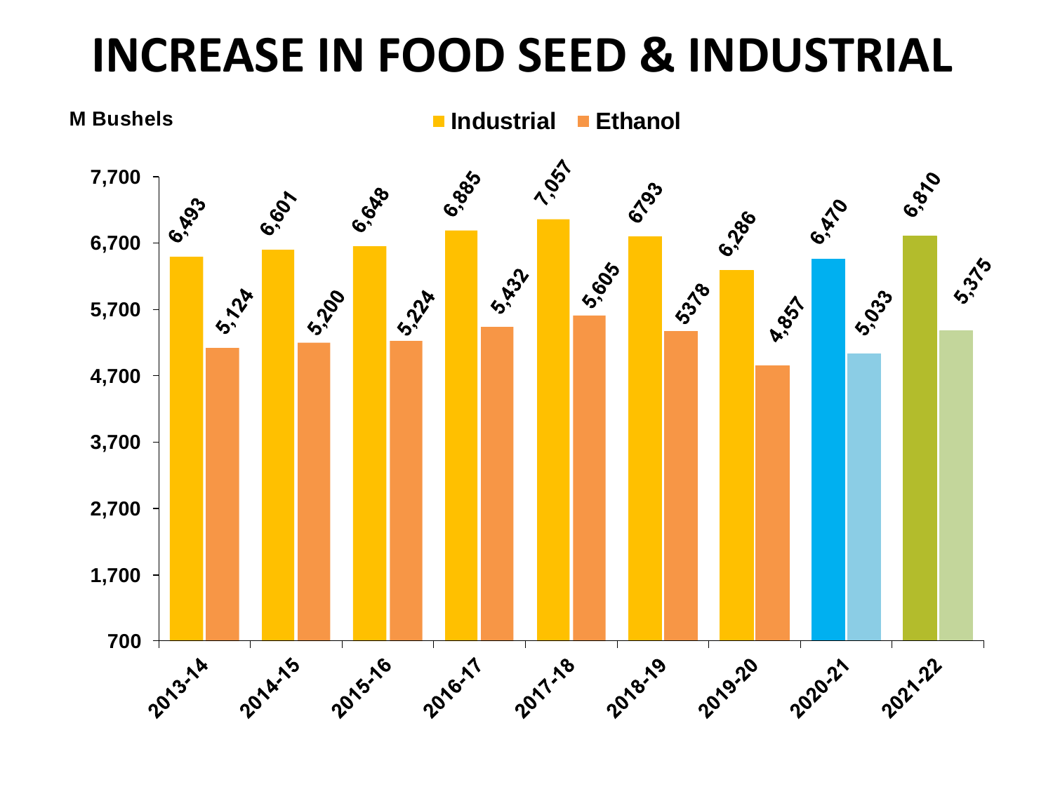# INCREASE IN FOOD SEED & INDUSTRIAL

M Bushels

| Year | Industrial | Ethanol |
|---|---|---|
| 2013-14 | 6,493 | 5,124 |
| 2014-15 | 6,601 | 5,200 |
| 2015-16 | 6,648 | 5,224 |
| 2016-17 | 6,885 | 5,432 |
| 2017-18 | 7,057 | 5,605 |
| 2018-19 | 6793 | 5378 |
| 2019-20 | 6,286 | 4,857 |
| 2020-21 | 6,470 | 5,033 |
| 2021-22 | 6,810 | 5,375 |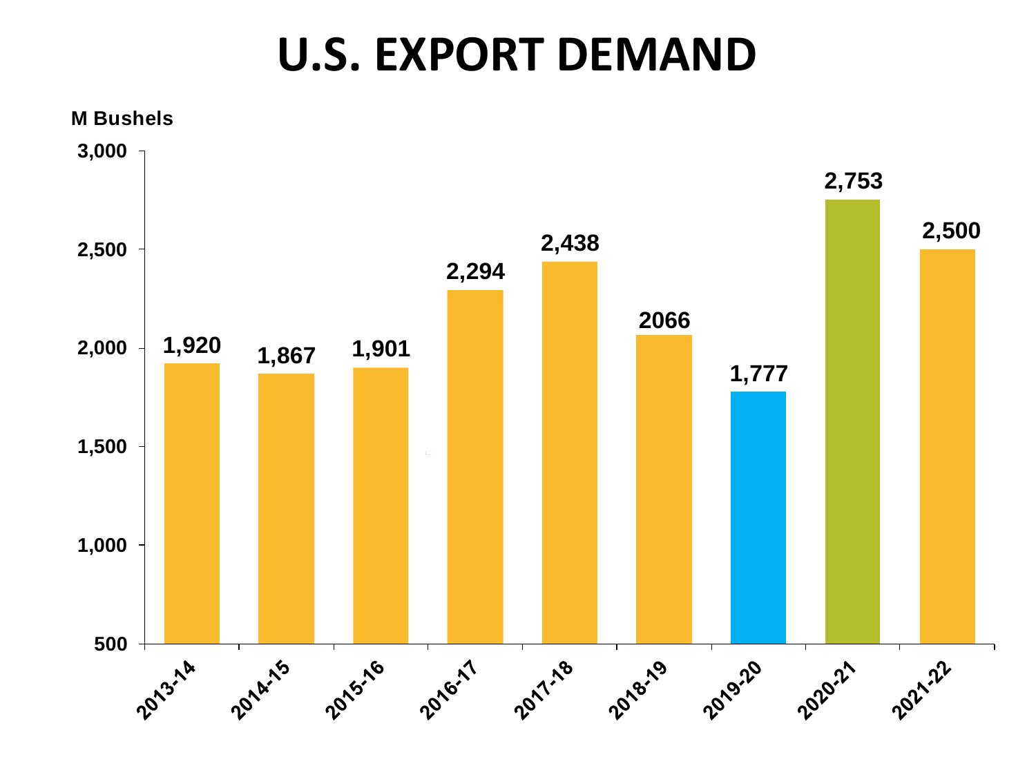# U.S. EXPORT DEMAND

M Bushels

| Year | Export Demand (M Bushels) |
|---|---|
| 2013-14 | 1,920 |
| 2014-15 | 1,867 |
| 2015-16 | 1,901 |
| 2016-17 | 2,294 |
| 2017-18 | 2,438 |
| 2018-19 | 2066 |
| 2019-20 | 1,777 |
| 2020-21 | 2,753 |
| 2021-22 | 2,500 |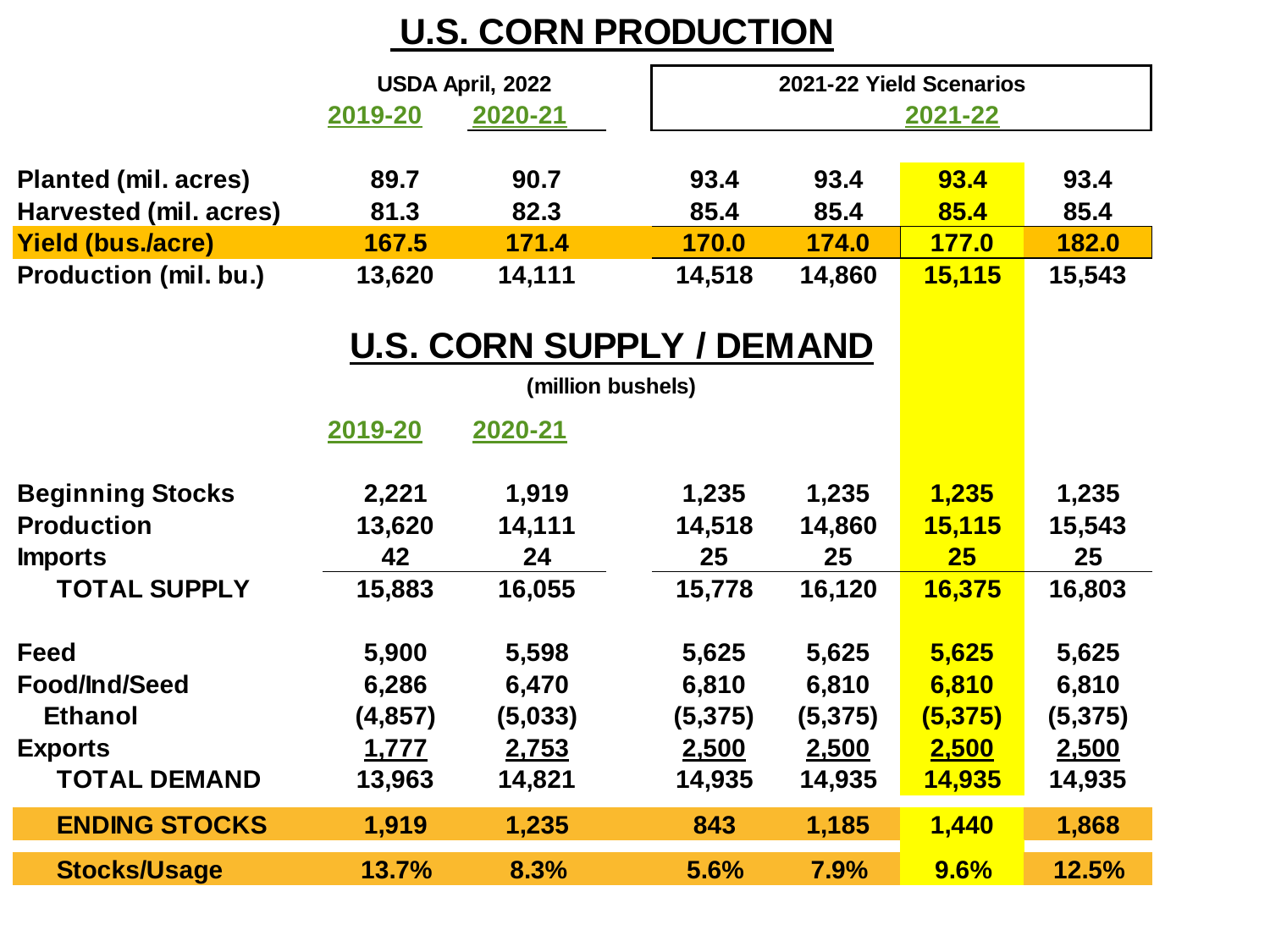# U.S. CORN PRODUCTION

| | USDA April, 2022 | | 2021-22 Yield Scenarios | | | |
|---|---|---|---|---|---|---|
| | 2019-20 | 2020-21 | | | 2021-22 | |
| Planted (mil. acres) | 89.7 | 90.7 | 93.4 | 93.4 | 93.4 | 93.4 |
| Harvested (mil. acres) | 81.3 | 82.3 | 85.4 | 85.4 | 85.4 | 85.4 |
| Yield (bus./acre) | 167.5 | 171.4 | 170.0 | 174.0 | 177.0 | 182.0 |
| Production (mil. bu.) | 13,620 | 14,111 | 14,518 | 14,860 | 15,115 | 15,543 |

# U.S. CORN SUPPLY / DEMAND

(million bushels)

| | 2019-20 | 2020-21 | | | | |
|---|---|---|---|---|---|---|
| Beginning Stocks | 2,221 | 1,919 | 1,235 | 1,235 | 1,235 | 1,235 |
| Production | 13,620 | 14,111 | 14,518 | 14,860 | 15,115 | 15,543 |
| Imports | 42 | 24 | 25 | 25 | 25 | 25 |
| TOTAL SUPPLY | 15,883 | 16,055 | 15,778 | 16,120 | 16,375 | 16,803 |
| Feed | 5,900 | 5,598 | 5,625 | 5,625 | 5,625 | 5,625 |
| Food/Ind/Seed | 6,286 | 6,470 | 6,810 | 6,810 | 6,810 | 6,810 |
| Ethanol | (4,857) | (5,033) | (5,375) | (5,375) | (5,375) | (5,375) |
| Exports | 1,777 | 2,753 | 2,500 | 2,500 | 2,500 | 2,500 |
| TOTAL DEMAND | 13,963 | 14,821 | 14,935 | 14,935 | 14,935 | 14,935 |
| ENDING STOCKS | 1,919 | 1,235 | 843 | 1,185 | 1,440 | 1,868 |
| Stocks/Usage | 13.7% | 8.3% | 5.6% | 7.9% | 9.6% | 12.5% |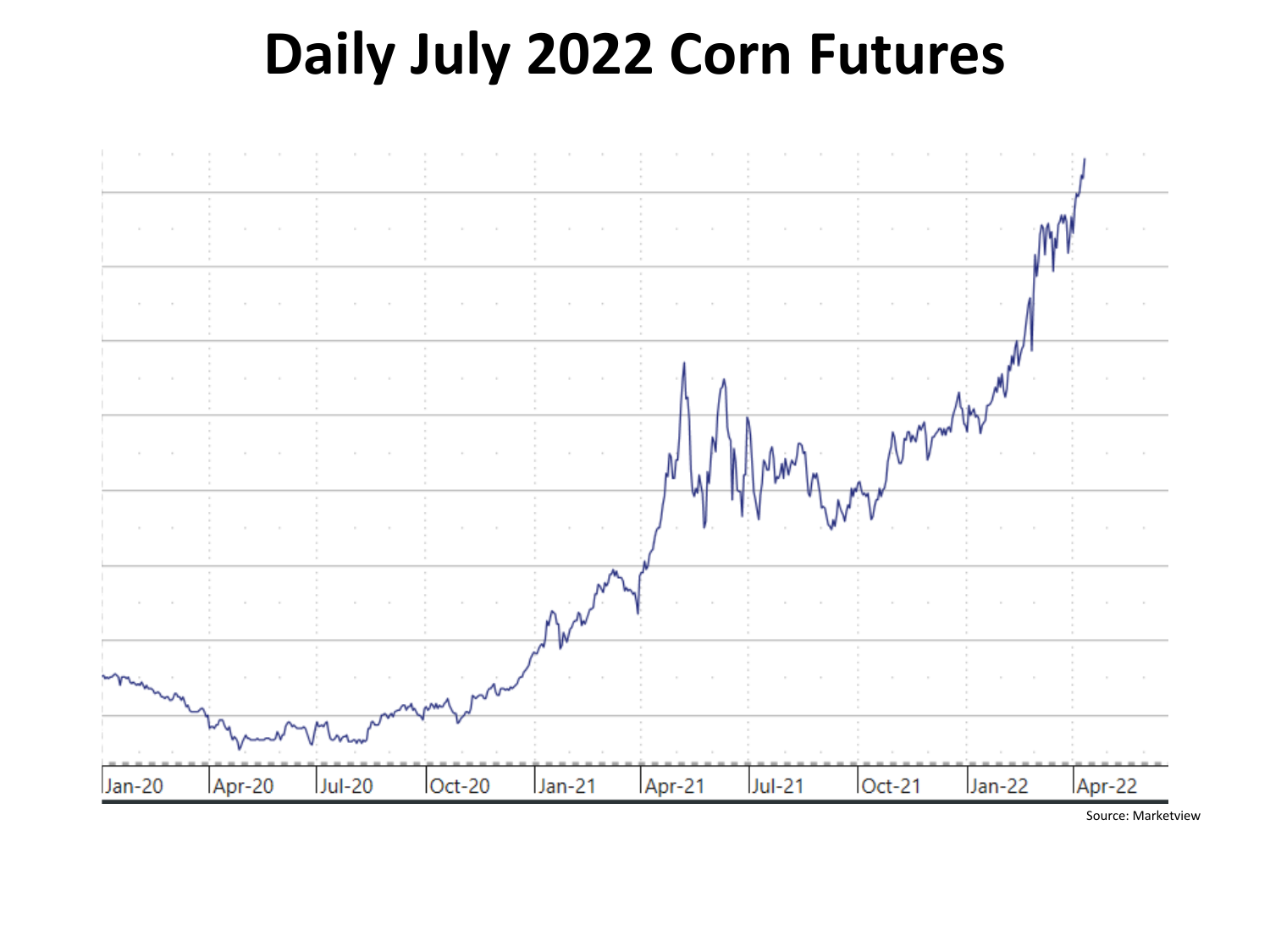# Daily July 2022 Corn Futures

Jan-20 | Apr-20 | Jul-20 | Oct-20 | Jan-21 | Apr-21 | Jul-21 | Oct-21 | Jan-22 | Apr-22

Source: Marketview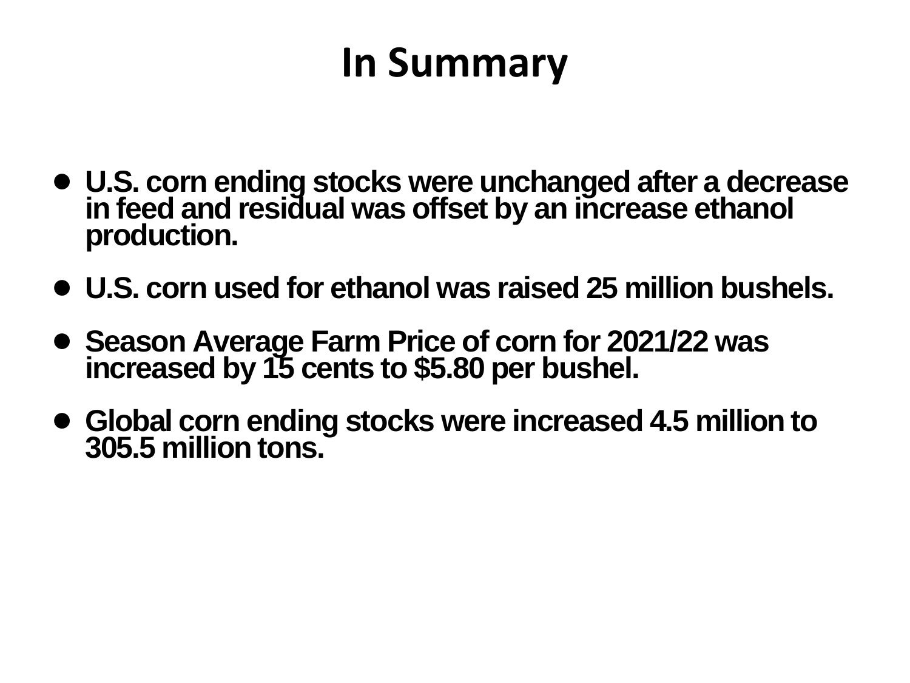# In Summary

- **U.S. corn ending stocks were unchanged after a decrease in feed and residual was offset by an increase ethanol production.**
- **U.S. corn used for ethanol was raised 25 million bushels.**
- **Season Average Farm Price of corn for 2021/22 was increased by 15 cents to $5.80 per bushel.**
- **Global corn ending stocks were increased 4.5 million to 305.5 million tons.**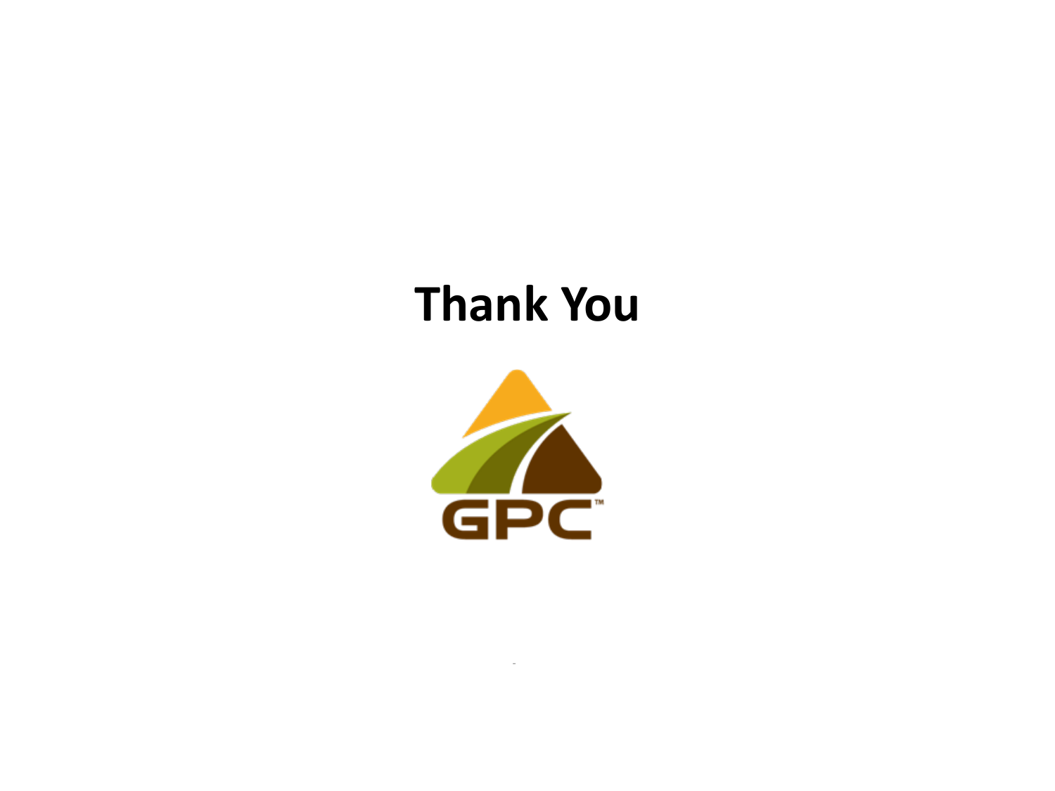# Thank You

GPC™